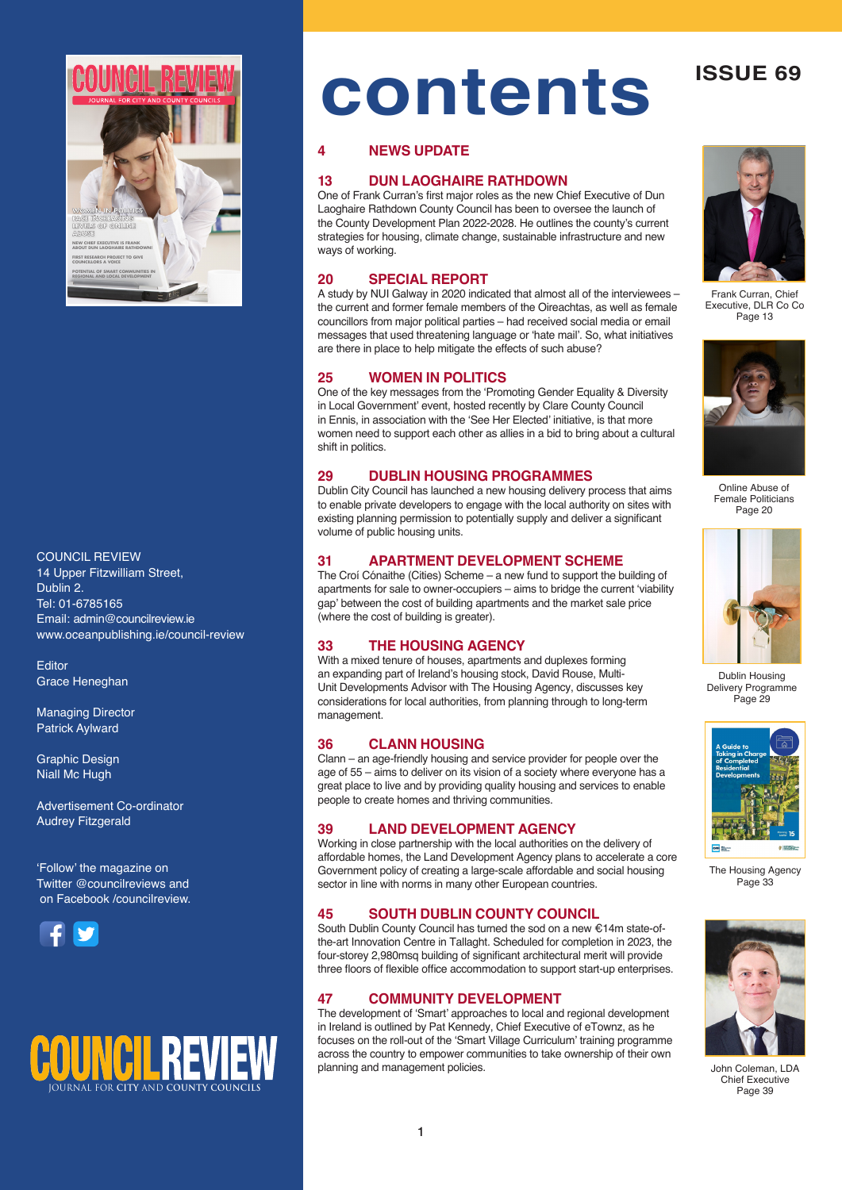# contents

**ISSUE 69**

## 4 NEWS UPDATE

## 13 DUN LAOGHAIRE RATHDOWN

One of Frank Curran's first major roles as the new Chief Executive of Dun Laoghaire Rathdown County Council has been to oversee the launch of the County Development Plan 2022-2028. He outlines the county's current strategies for housing, climate change, sustainable infrastructure and new ways of working.

## 20 SPECIAL REPORT

A study by NUI Galway in 2020 indicated that almost all of the interviewees – the current and former female members of the Oireachtas, as well as female councillors from major political parties – had received social media or email messages that used threatening language or 'hate mail'. So, what initiatives are there in place to help mitigate the effects of such abuse?

## 25 WOMEN IN POLITICS

One of the key messages from the 'Promoting Gender Equality & Diversity in Local Government' event, hosted recently by Clare County Council in Ennis, in association with the 'See Her Elected' initiative, is that more women need to support each other as allies in a bid to bring about a cultural shift in politics.

## 29 DUBLIN HOUSING PROGRAMMES

Dublin City Council has launched a new housing delivery process that aims to enable private developers to engage with the local authority on sites with existing planning permission to potentially supply and deliver a significant volume of public housing units.

## 31 APARTMENT DEVELOPMENT SCHEME

The Croí Cónaithe (Cities) Scheme – a new fund to support the building of apartments for sale to owner-occupiers – aims to bridge the current 'viability gap' between the cost of building apartments and the market sale price (where the cost of building is greater).

## 33 THE HOUSING AGENCY

With a mixed tenure of houses, apartments and duplexes forming an expanding part of Ireland's housing stock, David Rouse, Multi-Unit Developments Advisor with The Housing Agency, discusses key considerations for local authorities, from planning through to long-term management.

## 36 CLANN HOUSING

Clann – an age-friendly housing and service provider for people over the age of 55 – aims to deliver on its vision of a society where everyone has a great place to live and by providing quality housing and services to enable people to create homes and thriving communities.

## 39 LAND DEVELOPMENT AGENCY

Working in close partnership with the local authorities on the delivery of affordable homes, the Land Development Agency plans to accelerate a core Government policy of creating a large-scale affordable and social housing sector in line with norms in many other European countries.

## 45 SOUTH DUBLIN COUNTY COUNCIL

South Dublin County Council has turned the sod on a new €14m state-of-the-art Innovation Centre in Tallaght. Scheduled for completion in 2023, the four-storey 2,980msq building of significant architectural merit will provide three floors of flexible office accommodation to support start-up enterprises.

## 47 COMMUNITY DEVELOPMENT

The development of 'Smart' approaches to local and regional development in Ireland is outlined by Pat Kennedy, Chief Executive of eTownz, as he focuses on the roll-out of the 'Smart Village Curriculum' training programme across the country to empower communities to take ownership of their own planning and management policies.

Frank Curran, Chief Executive, DLR Co Co
Page 13

Online Abuse of Female Politicians
Page 20

Dublin Housing Delivery Programme
Page 29

The Housing Agency
Page 33

John Coleman, LDA Chief Executive
Page 39

COUNCIL REVIEW
14 Upper Fitzwilliam Street,
Dublin 2.
Tel: 01-6785165
Email: admin@councilreview.ie
www.oceanpublishing.ie/council-review

Editor
Grace Heneghan

Managing Director
Patrick Aylward

Graphic Design
Niall Mc Hugh

Advertisement Co-ordinator
Audrey Fitzgerald

'Follow' the magazine on Twitter @councilreviews and on Facebook /councilreview.

COUNCIL REVIEW
JOURNAL FOR CITY AND COUNTY COUNCILS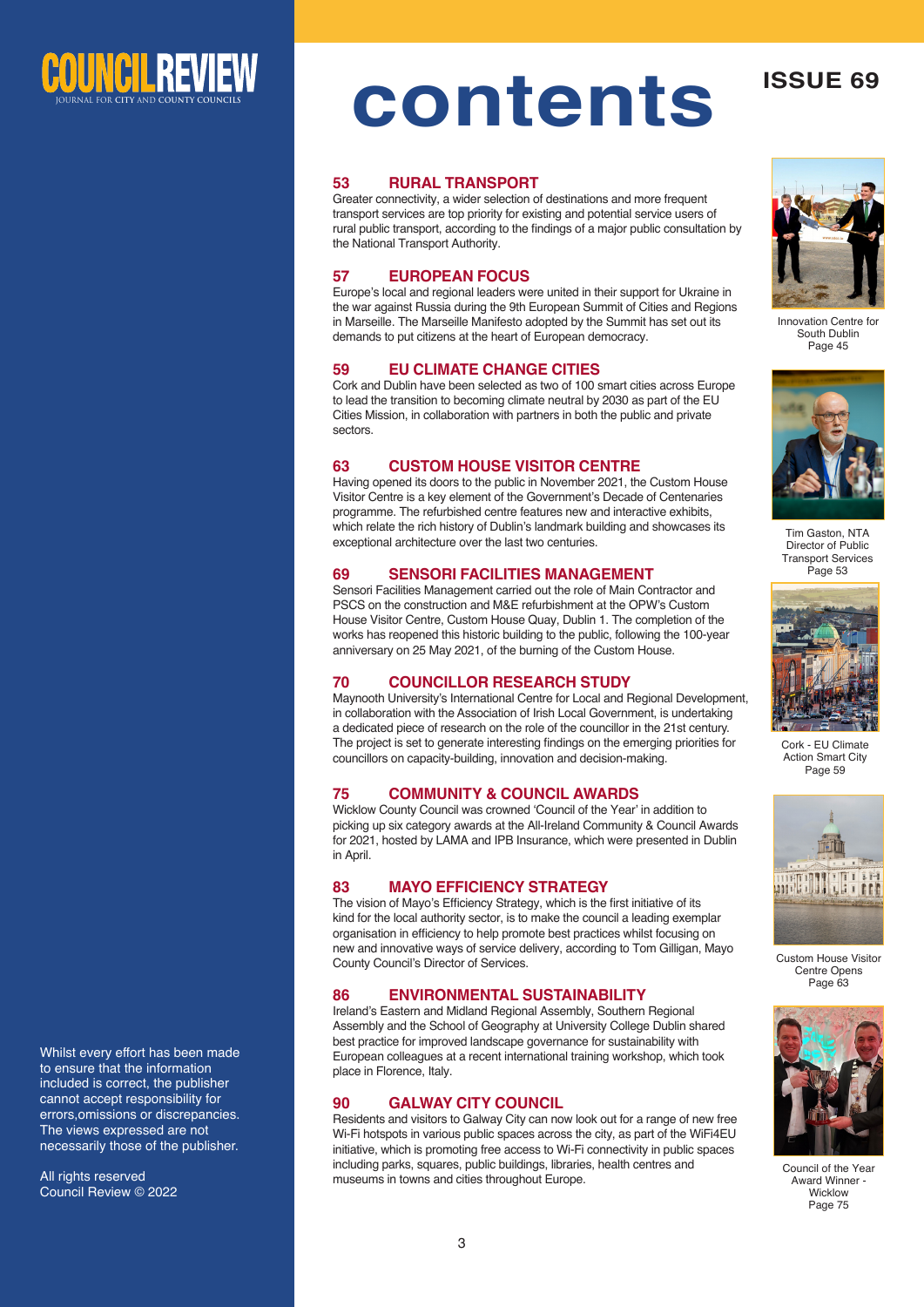COUNCIL REVIEW

JOURNAL FOR CITY AND COUNTY COUNCILS

# contents

ISSUE 69

## 53 RURAL TRANSPORT

Greater connectivity, a wider selection of destinations and more frequent transport services are top priority for existing and potential service users of rural public transport, according to the findings of a major public consultation by the National Transport Authority.

## 57 EUROPEAN FOCUS

Europe's local and regional leaders were united in their support for Ukraine in the war against Russia during the 9th European Summit of Cities and Regions in Marseille. The Marseille Manifesto adopted by the Summit has set out its demands to put citizens at the heart of European democracy.

## 59 EU CLIMATE CHANGE CITIES

Cork and Dublin have been selected as two of 100 smart cities across Europe to lead the transition to becoming climate neutral by 2030 as part of the EU Cities Mission, in collaboration with partners in both the public and private sectors.

## 63 CUSTOM HOUSE VISITOR CENTRE

Having opened its doors to the public in November 2021, the Custom House Visitor Centre is a key element of the Government's Decade of Centenaries programme. The refurbished centre features new and interactive exhibits, which relate the rich history of Dublin's landmark building and showcases its exceptional architecture over the last two centuries.

## 69 SENSORI FACILITIES MANAGEMENT

Sensori Facilities Management carried out the role of Main Contractor and PSCS on the construction and M&E refurbishment at the OPW's Custom House Visitor Centre, Custom House Quay, Dublin 1. The completion of the works has reopened this historic building to the public, following the 100-year anniversary on 25 May 2021, of the burning of the Custom House.

## 70 COUNCILLOR RESEARCH STUDY

Maynooth University's International Centre for Local and Regional Development, in collaboration with the Association of Irish Local Government, is undertaking a dedicated piece of research on the role of the councillor in the 21st century. The project is set to generate interesting findings on the emerging priorities for councillors on capacity-building, innovation and decision-making.

## 75 COMMUNITY & COUNCIL AWARDS

Wicklow County Council was crowned 'Council of the Year' in addition to picking up six category awards at the All-Ireland Community & Council Awards for 2021, hosted by LAMA and IPB Insurance, which were presented in Dublin in April.

## 83 MAYO EFFICIENCY STRATEGY

The vision of Mayo's Efficiency Strategy, which is the first initiative of its kind for the local authority sector, is to make the council a leading exemplar organisation in efficiency to help promote best practices whilst focusing on new and innovative ways of service delivery, according to Tom Gilligan, Mayo County Council's Director of Services.

## 86 ENVIRONMENTAL SUSTAINABILITY

Ireland's Eastern and Midland Regional Assembly, Southern Regional Assembly and the School of Geography at University College Dublin shared best practice for improved landscape governance for sustainability with European colleagues at a recent international training workshop, which took place in Florence, Italy.

## 90 GALWAY CITY COUNCIL

Residents and visitors to Galway City can now look out for a range of new free Wi-Fi hotspots in various public spaces across the city, as part of the WiFi4EU initiative, which is promoting free access to Wi-Fi connectivity in public spaces including parks, squares, public buildings, libraries, health centres and museums in towns and cities throughout Europe.

Innovation Centre for South Dublin
Page 45

Tim Gaston, NTA Director of Public Transport Services
Page 53

Cork - EU Climate Action Smart City
Page 59

Custom House Visitor Centre Opens
Page 63

Council of the Year Award Winner - Wicklow
Page 75

Whilst every effort has been made to ensure that the information included is correct, the publisher cannot accept responsibility for errors,omissions or discrepancies. The views expressed are not necessarily those of the publisher.

All rights reserved
Council Review © 2022